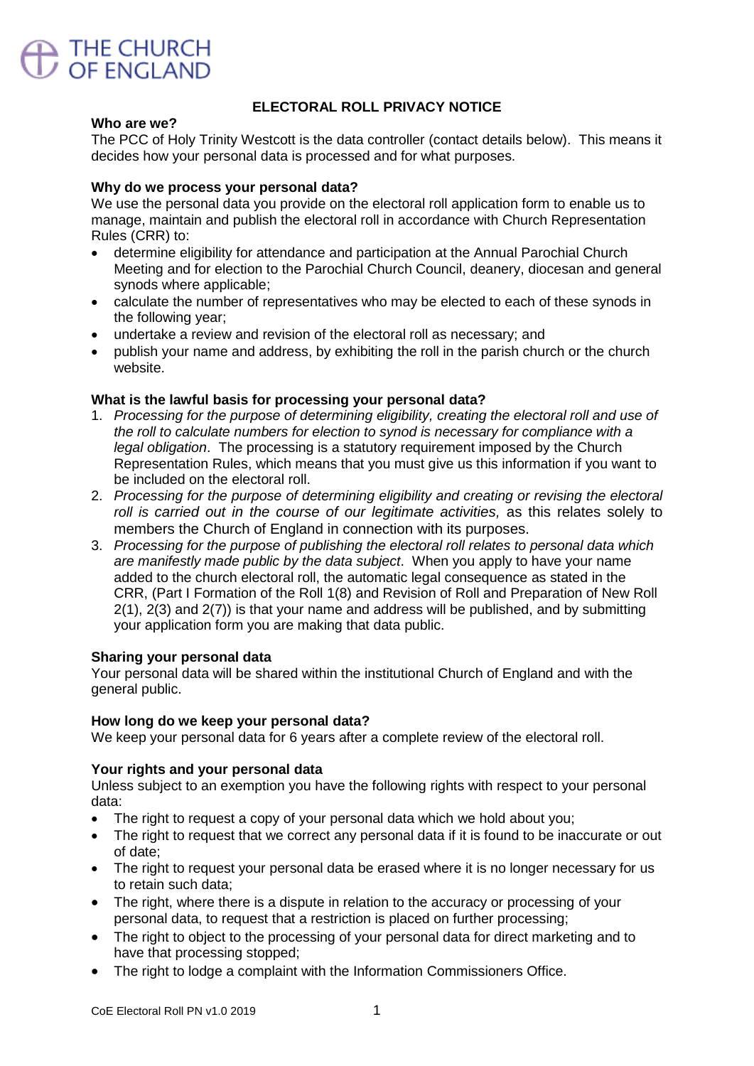THE CHURCH OF ENGLAND

# ELECTORAL ROLL PRIVACY NOTICE

**Who are we?**

The PCC of Holy Trinity Westcott is the data controller (contact details below). This means it decides how your personal data is processed and for what purposes.

**Why do we process your personal data?**

We use the personal data you provide on the electoral roll application form to enable us to manage, maintain and publish the electoral roll in accordance with Church Representation Rules (CRR) to:

- determine eligibility for attendance and participation at the Annual Parochial Church Meeting and for election to the Parochial Church Council, deanery, diocesan and general synods where applicable;
- calculate the number of representatives who may be elected to each of these synods in the following year;
- undertake a review and revision of the electoral roll as necessary; and
- publish your name and address, by exhibiting the roll in the parish church or the church website.

**What is the lawful basis for processing your personal data?**

1. *Processing for the purpose of determining eligibility, creating the electoral roll and use of the roll to calculate numbers for election to synod is necessary for compliance with a legal obligation*. The processing is a statutory requirement imposed by the Church Representation Rules, which means that you must give us this information if you want to be included on the electoral roll.
2. *Processing for the purpose of determining eligibility and creating or revising the electoral roll is carried out in the course of our legitimate activities,* as this relates solely to members the Church of England in connection with its purposes.
3. *Processing for the purpose of publishing the electoral roll relates to personal data which are manifestly made public by the data subject*. When you apply to have your name added to the church electoral roll, the automatic legal consequence as stated in the CRR, (Part I Formation of the Roll 1(8) and Revision of Roll and Preparation of New Roll 2(1), 2(3) and 2(7)) is that your name and address will be published, and by submitting your application form you are making that data public.

**Sharing your personal data**

Your personal data will be shared within the institutional Church of England and with the general public.

**How long do we keep your personal data?**

We keep your personal data for 6 years after a complete review of the electoral roll.

**Your rights and your personal data**

Unless subject to an exemption you have the following rights with respect to your personal data:

- The right to request a copy of your personal data which we hold about you;
- The right to request that we correct any personal data if it is found to be inaccurate or out of date;
- The right to request your personal data be erased where it is no longer necessary for us to retain such data;
- The right, where there is a dispute in relation to the accuracy or processing of your personal data, to request that a restriction is placed on further processing;
- The right to object to the processing of your personal data for direct marketing and to have that processing stopped;
- The right to lodge a complaint with the Information Commissioners Office.

CoE Electoral Roll PN v1.0 2019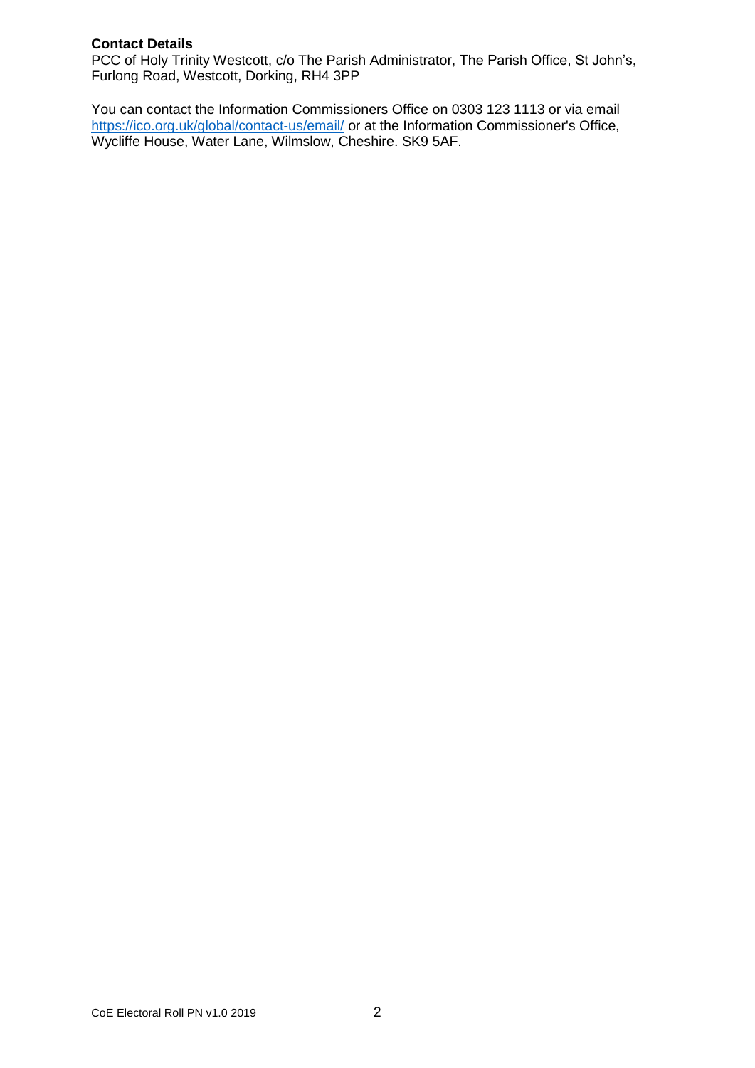**Contact Details**
PCC of Holy Trinity Westcott, c/o The Parish Administrator, The Parish Office, St John's, Furlong Road, Westcott, Dorking, RH4 3PP

You can contact the Information Commissioners Office on 0303 123 1113 or via email https://ico.org.uk/global/contact-us/email/ or at the Information Commissioner's Office, Wycliffe House, Water Lane, Wilmslow, Cheshire. SK9 5AF.